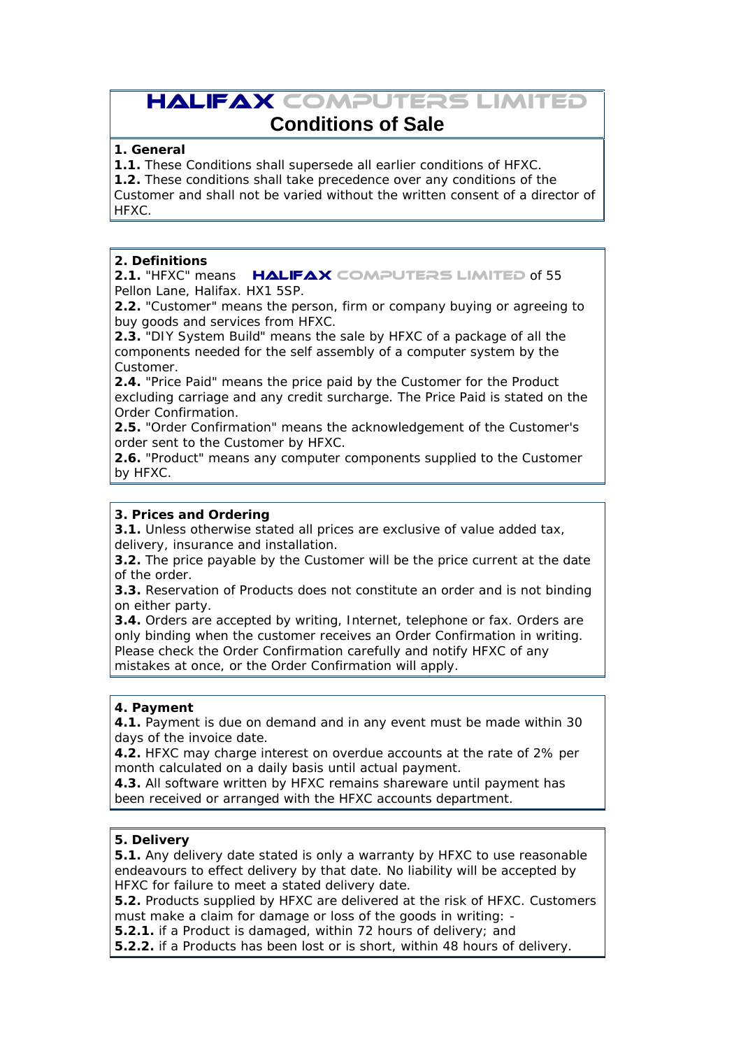# HALIFAX COMPUTERS LIMITED

## Conditions of Sale

**1. General**

**1.1.** These Conditions shall supersede all earlier conditions of HFXC.

**1.2.** These conditions shall take precedence over any conditions of the Customer and shall not be varied without the written consent of a director of HFXC.

**2. Definitions**

**2.1.** "HFXC" means **HALIFAX** COMPUTERS LIMITED of 55 Pellon Lane, Halifax. HX1 5SP.

**2.2.** "Customer" means the person, firm or company buying or agreeing to buy goods and services from HFXC.

**2.3.** "DIY System Build" means the sale by HFXC of a package of all the components needed for the self assembly of a computer system by the Customer.

**2.4.** "Price Paid" means the price paid by the Customer for the Product excluding carriage and any credit surcharge. The Price Paid is stated on the Order Confirmation.

**2.5.** "Order Confirmation" means the acknowledgement of the Customer's order sent to the Customer by HFXC.

**2.6.** "Product" means any computer components supplied to the Customer by HFXC.

**3. Prices and Ordering**

**3.1.** Unless otherwise stated all prices are exclusive of value added tax, delivery, insurance and installation.

**3.2.** The price payable by the Customer will be the price current at the date of the order.

**3.3.** Reservation of Products does not constitute an order and is not binding on either party.

**3.4.** Orders are accepted by writing, Internet, telephone or fax. Orders are only binding when the customer receives an Order Confirmation in writing. Please check the Order Confirmation carefully and notify HFXC of any mistakes at once, or the Order Confirmation will apply.

**4. Payment**

**4.1.** Payment is due on demand and in any event must be made within 30 days of the invoice date.

**4.2.** HFXC may charge interest on overdue accounts at the rate of 2% per month calculated on a daily basis until actual payment.

**4.3.** All software written by HFXC remains shareware until payment has been received or arranged with the HFXC accounts department.

**5. Delivery**

**5.1.** Any delivery date stated is only a warranty by HFXC to use reasonable endeavours to effect delivery by that date. No liability will be accepted by HFXC for failure to meet a stated delivery date.

**5.2.** Products supplied by HFXC are delivered at the risk of HFXC. Customers must make a claim for damage or loss of the goods in writing: -

**5.2.1.** if a Product is damaged, within 72 hours of delivery; and

**5.2.2.** if a Products has been lost or is short, within 48 hours of delivery.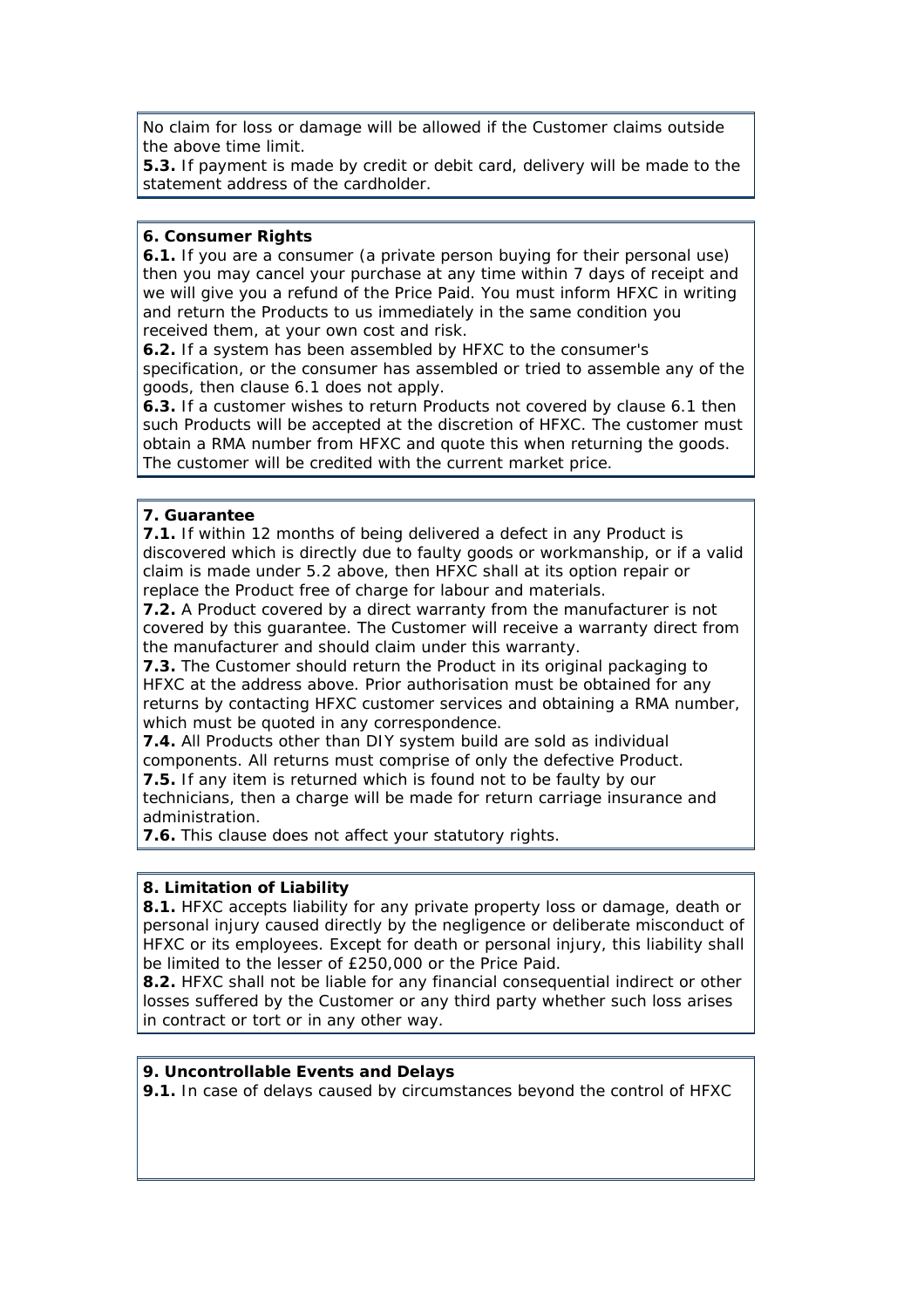No claim for loss or damage will be allowed if the Customer claims outside the above time limit.

**5.3.** If payment is made by credit or debit card, delivery will be made to the statement address of the cardholder.

**6. Consumer Rights**

**6.1.** If you are a consumer (a private person buying for their personal use) then you may cancel your purchase at any time within 7 days of receipt and we will give you a refund of the Price Paid. You must inform HFXC in writing and return the Products to us immediately in the same condition you received them, at your own cost and risk.

**6.2.** If a system has been assembled by HFXC to the consumer's specification, or the consumer has assembled or tried to assemble any of the goods, then clause 6.1 does not apply.

**6.3.** If a customer wishes to return Products not covered by clause 6.1 then such Products will be accepted at the discretion of HFXC. The customer must obtain a RMA number from HFXC and quote this when returning the goods. The customer will be credited with the current market price.

**7. Guarantee**

**7.1.** If within 12 months of being delivered a defect in any Product is discovered which is directly due to faulty goods or workmanship, or if a valid claim is made under 5.2 above, then HFXC shall at its option repair or replace the Product free of charge for labour and materials.

**7.2.** A Product covered by a direct warranty from the manufacturer is not covered by this guarantee. The Customer will receive a warranty direct from the manufacturer and should claim under this warranty.

**7.3.** The Customer should return the Product in its original packaging to HFXC at the address above. Prior authorisation must be obtained for any returns by contacting HFXC customer services and obtaining a RMA number, which must be quoted in any correspondence.

**7.4.** All Products other than DIY system build are sold as individual components. All returns must comprise of only the defective Product.

**7.5.** If any item is returned which is found not to be faulty by our technicians, then a charge will be made for return carriage insurance and administration.

**7.6.** This clause does not affect your statutory rights.

**8. Limitation of Liability**

**8.1.** HFXC accepts liability for any private property loss or damage, death or personal injury caused directly by the negligence or deliberate misconduct of HFXC or its employees. Except for death or personal injury, this liability shall be limited to the lesser of £250,000 or the Price Paid.

**8.2.** HFXC shall not be liable for any financial consequential indirect or other losses suffered by the Customer or any third party whether such loss arises in contract or tort or in any other way.

**9. Uncontrollable Events and Delays**

**9.1.** In case of delays caused by circumstances beyond the control of HFXC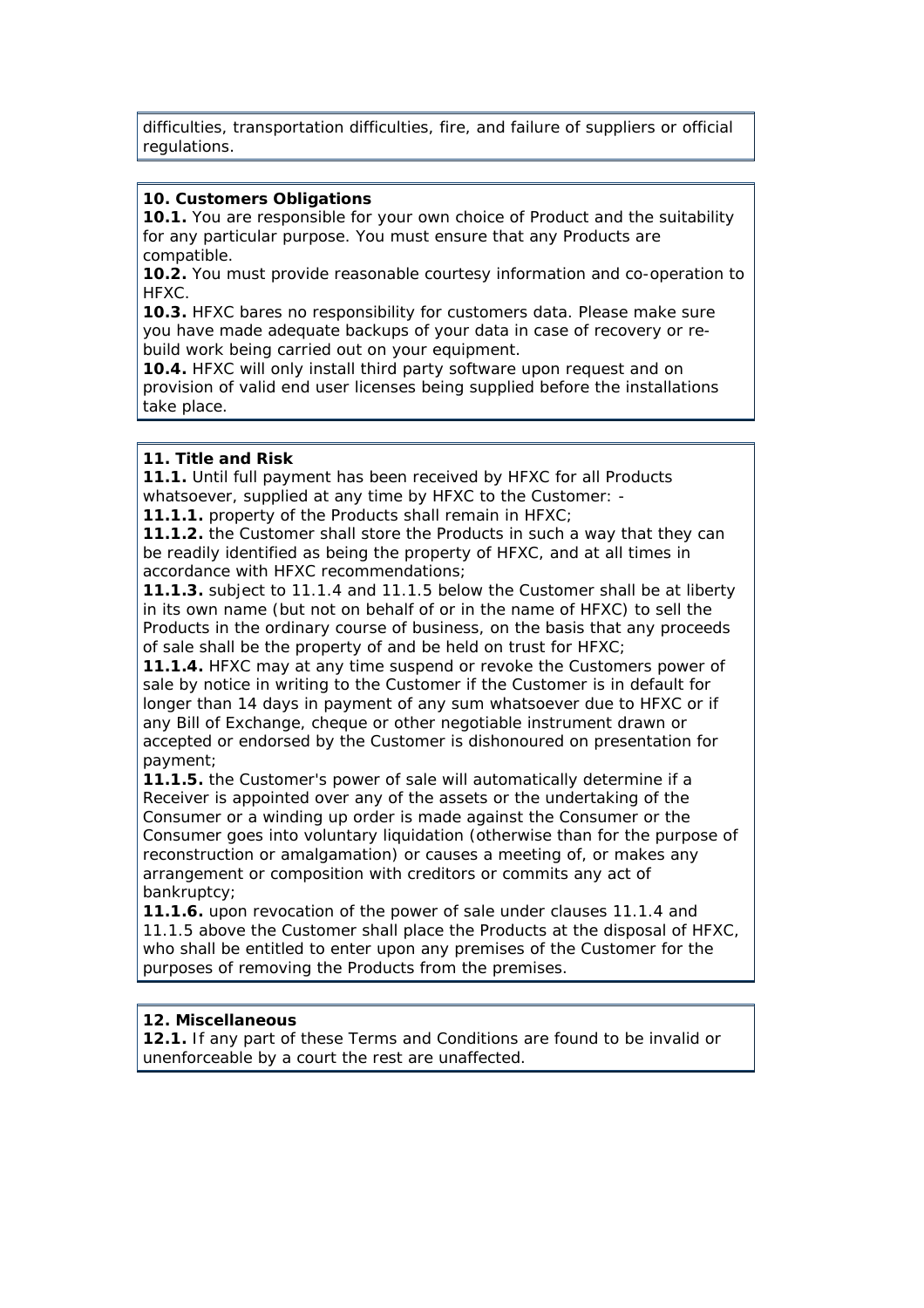difficulties, transportation difficulties, fire, and failure of suppliers or official regulations.

**10. Customers Obligations**
**10.1.** You are responsible for your own choice of Product and the suitability for any particular purpose. You must ensure that any Products are compatible.
**10.2.** You must provide reasonable courtesy information and co-operation to HFXC.
**10.3.** HFXC bares no responsibility for customers data. Please make sure you have made adequate backups of your data in case of recovery or re-build work being carried out on your equipment.
**10.4.** HFXC will only install third party software upon request and on provision of valid end user licenses being supplied before the installations take place.

**11. Title and Risk**
**11.1.** Until full payment has been received by HFXC for all Products whatsoever, supplied at any time by HFXC to the Customer: -
**11.1.1.** property of the Products shall remain in HFXC;
**11.1.2.** the Customer shall store the Products in such a way that they can be readily identified as being the property of HFXC, and at all times in accordance with HFXC recommendations;
**11.1.3.** subject to 11.1.4 and 11.1.5 below the Customer shall be at liberty in its own name (but not on behalf of or in the name of HFXC) to sell the Products in the ordinary course of business, on the basis that any proceeds of sale shall be the property of and be held on trust for HFXC;
**11.1.4.** HFXC may at any time suspend or revoke the Customers power of sale by notice in writing to the Customer if the Customer is in default for longer than 14 days in payment of any sum whatsoever due to HFXC or if any Bill of Exchange, cheque or other negotiable instrument drawn or accepted or endorsed by the Customer is dishonoured on presentation for payment;
**11.1.5.** the Customer's power of sale will automatically determine if a Receiver is appointed over any of the assets or the undertaking of the Consumer or a winding up order is made against the Consumer or the Consumer goes into voluntary liquidation (otherwise than for the purpose of reconstruction or amalgamation) or causes a meeting of, or makes any arrangement or composition with creditors or commits any act of bankruptcy;
**11.1.6.** upon revocation of the power of sale under clauses 11.1.4 and 11.1.5 above the Customer shall place the Products at the disposal of HFXC, who shall be entitled to enter upon any premises of the Customer for the purposes of removing the Products from the premises.

**12. Miscellaneous**
**12.1.** If any part of these Terms and Conditions are found to be invalid or unenforceable by a court the rest are unaffected.